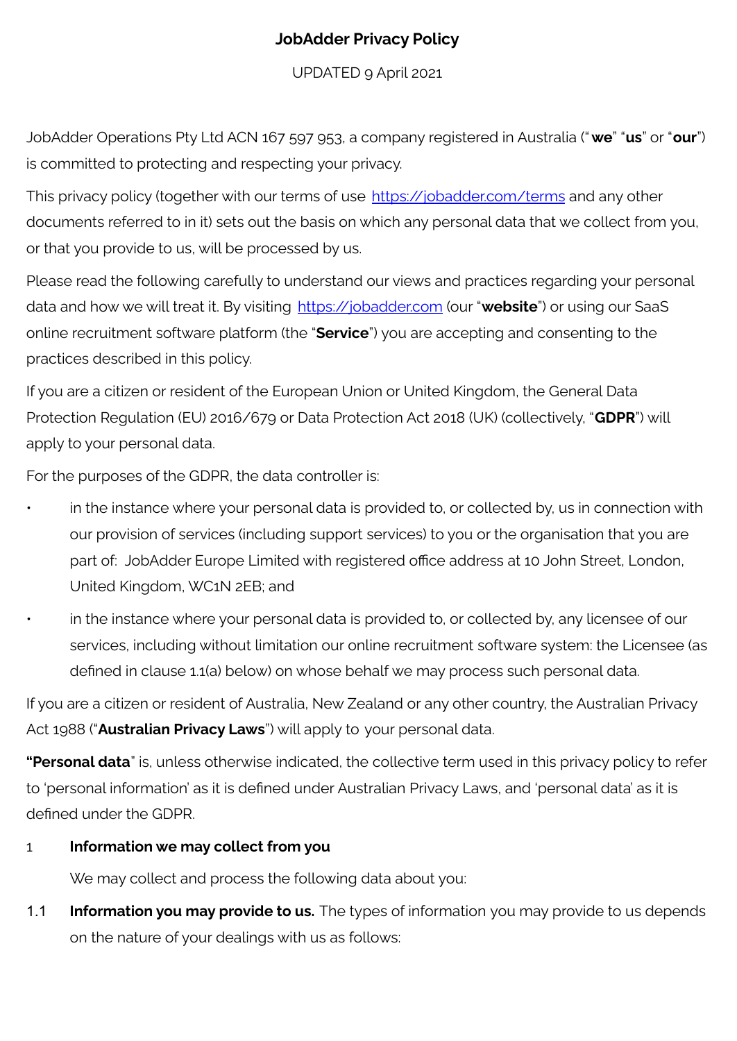# JobAdder Privacy Policy

UPDATED 9 April 2021

JobAdder Operations Pty Ltd ACN 167 597 953, a company registered in Australia ("**we**" "**us**" or "**our**") is committed to protecting and respecting your privacy.

This privacy policy (together with our terms of use https://jobadder.com/terms and any other documents referred to in it) sets out the basis on which any personal data that we collect from you, or that you provide to us, will be processed by us.

Please read the following carefully to understand our views and practices regarding your personal data and how we will treat it. By visiting https://jobadder.com (our "**website**") or using our SaaS online recruitment software platform (the "**Service**") you are accepting and consenting to the practices described in this policy.

If you are a citizen or resident of the European Union or United Kingdom, the General Data Protection Regulation (EU) 2016/679 or Data Protection Act 2018 (UK) (collectively, "**GDPR**") will apply to your personal data.

For the purposes of the GDPR, the data controller is:

- in the instance where your personal data is provided to, or collected by, us in connection with our provision of services (including support services) to you or the organisation that you are part of: JobAdder Europe Limited with registered office address at 10 John Street, London, United Kingdom, WC1N 2EB; and
- in the instance where your personal data is provided to, or collected by, any licensee of our services, including without limitation our online recruitment software system: the Licensee (as defined in clause 1.1(a) below) on whose behalf we may process such personal data.

If you are a citizen or resident of Australia, New Zealand or any other country, the Australian Privacy Act 1988 ("**Australian Privacy Laws**") will apply to your personal data.

**"Personal data"** is, unless otherwise indicated, the collective term used in this privacy policy to refer to 'personal information' as it is defined under Australian Privacy Laws, and 'personal data' as it is defined under the GDPR.

## 1 Information we may collect from you

We may collect and process the following data about you:

1.1 **Information you may provide to us.** The types of information you may provide to us depends on the nature of your dealings with us as follows: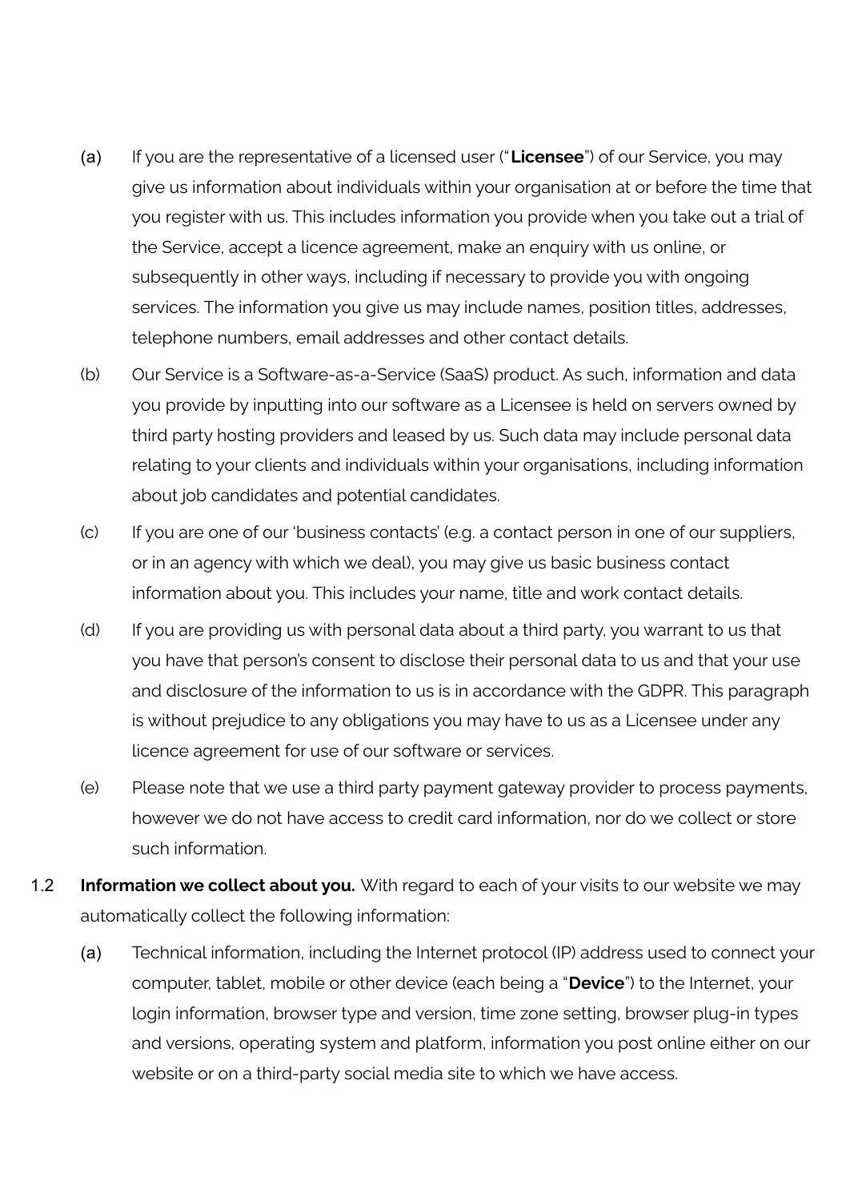(a) If you are the representative of a licensed user ("**Licensee**") of our Service, you may give us information about individuals within your organisation at or before the time that you register with us. This includes information you provide when you take out a trial of the Service, accept a licence agreement, make an enquiry with us online, or subsequently in other ways, including if necessary to provide you with ongoing services. The information you give us may include names, position titles, addresses, telephone numbers, email addresses and other contact details.

(b) Our Service is a Software-as-a-Service (SaaS) product. As such, information and data you provide by inputting into our software as a Licensee is held on servers owned by third party hosting providers and leased by us. Such data may include personal data relating to your clients and individuals within your organisations, including information about job candidates and potential candidates.

(c) If you are one of our 'business contacts' (e.g. a contact person in one of our suppliers, or in an agency with which we deal), you may give us basic business contact information about you. This includes your name, title and work contact details.

(d) If you are providing us with personal data about a third party, you warrant to us that you have that person's consent to disclose their personal data to us and that your use and disclosure of the information to us is in accordance with the GDPR. This paragraph is without prejudice to any obligations you may have to us as a Licensee under any licence agreement for use of our software or services.

(e) Please note that we use a third party payment gateway provider to process payments, however we do not have access to credit card information, nor do we collect or store such information.

1.2 **Information we collect about you.** With regard to each of your visits to our website we may automatically collect the following information:

(a) Technical information, including the Internet protocol (IP) address used to connect your computer, tablet, mobile or other device (each being a "**Device**") to the Internet, your login information, browser type and version, time zone setting, browser plug-in types and versions, operating system and platform, information you post online either on our website or on a third-party social media site to which we have access.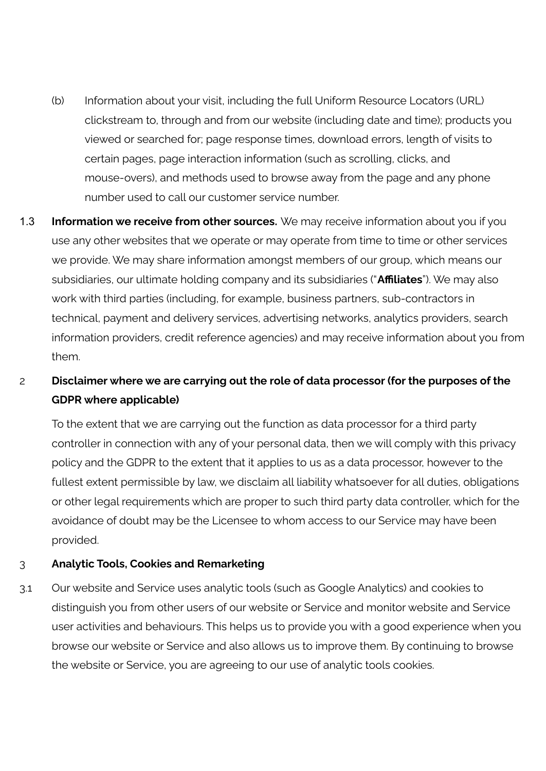(b) Information about your visit, including the full Uniform Resource Locators (URL) clickstream to, through and from our website (including date and time); products you viewed or searched for; page response times, download errors, length of visits to certain pages, page interaction information (such as scrolling, clicks, and mouse-overs), and methods used to browse away from the page and any phone number used to call our customer service number.

1.3 **Information we receive from other sources.** We may receive information about you if you use any other websites that we operate or may operate from time to time or other services we provide. We may share information amongst members of our group, which means our subsidiaries, our ultimate holding company and its subsidiaries ("**Affiliates**"). We may also work with third parties (including, for example, business partners, sub-contractors in technical, payment and delivery services, advertising networks, analytics providers, search information providers, credit reference agencies) and may receive information about you from them.

## 2 Disclaimer where we are carrying out the role of data processor (for the purposes of the GDPR where applicable)

To the extent that we are carrying out the function as data processor for a third party controller in connection with any of your personal data, then we will comply with this privacy policy and the GDPR to the extent that it applies to us as a data processor, however to the fullest extent permissible by law, we disclaim all liability whatsoever for all duties, obligations or other legal requirements which are proper to such third party data controller, which for the avoidance of doubt may be the Licensee to whom access to our Service may have been provided.

## 3 Analytic Tools, Cookies and Remarketing

3.1 Our website and Service uses analytic tools (such as Google Analytics) and cookies to distinguish you from other users of our website or Service and monitor website and Service user activities and behaviours. This helps us to provide you with a good experience when you browse our website or Service and also allows us to improve them. By continuing to browse the website or Service, you are agreeing to our use of analytic tools cookies.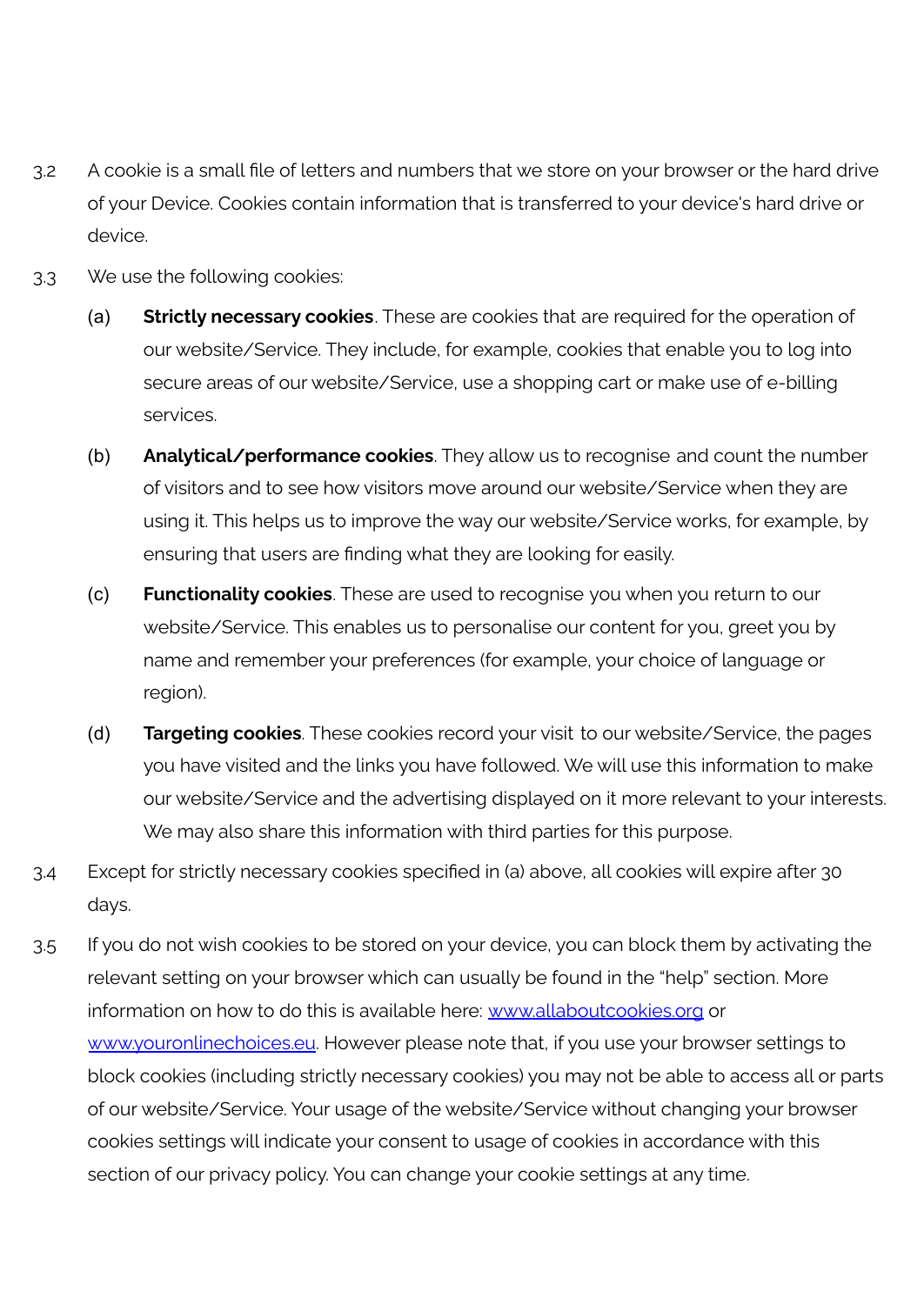3.2 A cookie is a small file of letters and numbers that we store on your browser or the hard drive of your Device. Cookies contain information that is transferred to your device's hard drive or device.

3.3 We use the following cookies:

(a) **Strictly necessary cookies**. These are cookies that are required for the operation of our website/Service. They include, for example, cookies that enable you to log into secure areas of our website/Service, use a shopping cart or make use of e-billing services.

(b) **Analytical/performance cookies**. They allow us to recognise and count the number of visitors and to see how visitors move around our website/Service when they are using it. This helps us to improve the way our website/Service works, for example, by ensuring that users are finding what they are looking for easily.

(c) **Functionality cookies**. These are used to recognise you when you return to our website/Service. This enables us to personalise our content for you, greet you by name and remember your preferences (for example, your choice of language or region).

(d) **Targeting cookies**. These cookies record your visit to our website/Service, the pages you have visited and the links you have followed. We will use this information to make our website/Service and the advertising displayed on it more relevant to your interests. We may also share this information with third parties for this purpose.

3.4 Except for strictly necessary cookies specified in (a) above, all cookies will expire after 30 days.

3.5 If you do not wish cookies to be stored on your device, you can block them by activating the relevant setting on your browser which can usually be found in the "help" section. More information on how to do this is available here: [www.allaboutcookies.org](http://www.allaboutcookies.org) or [www.youronlinechoices.eu](http://www.youronlinechoices.eu). However please note that, if you use your browser settings to block cookies (including strictly necessary cookies) you may not be able to access all or parts of our website/Service. Your usage of the website/Service without changing your browser cookies settings will indicate your consent to usage of cookies in accordance with this section of our privacy policy. You can change your cookie settings at any time.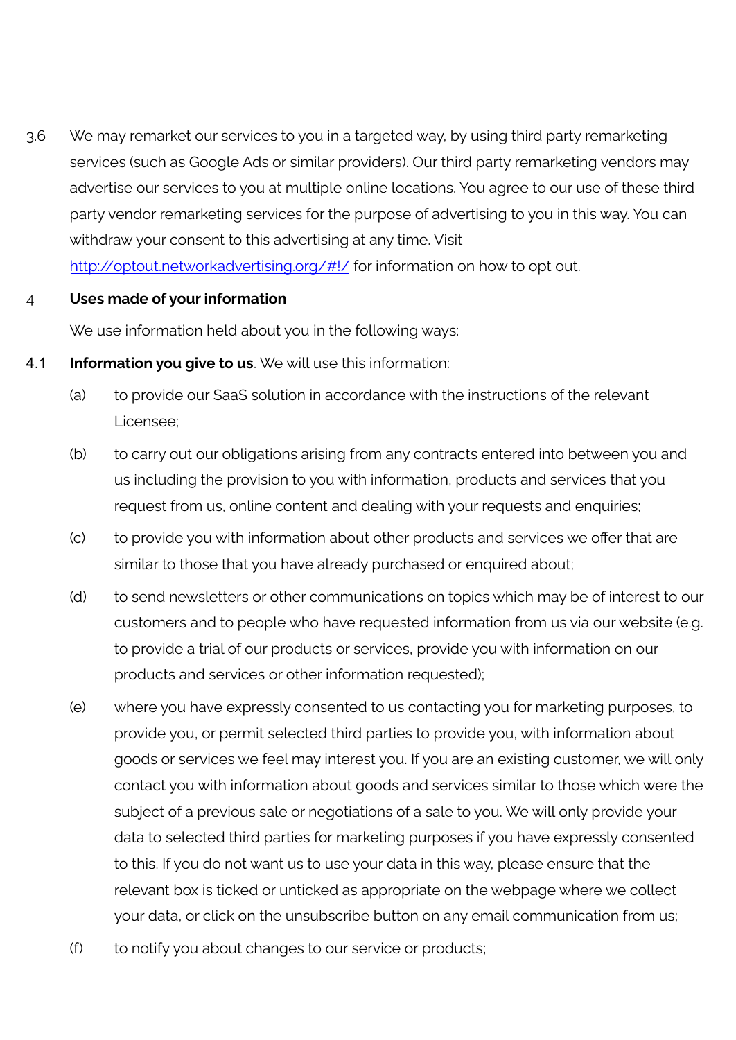3.6 We may remarket our services to you in a targeted way, by using third party remarketing services (such as Google Ads or similar providers). Our third party remarketing vendors may advertise our services to you at multiple online locations. You agree to our use of these third party vendor remarketing services for the purpose of advertising to you in this way. You can withdraw your consent to this advertising at any time. Visit [http://optout.networkadvertising.org/#!/](http://optout.networkadvertising.org/#!/) for information on how to opt out.

## 4 Uses made of your information

We use information held about you in the following ways:

4.1 **Information you give to us**. We will use this information:

(a) to provide our SaaS solution in accordance with the instructions of the relevant Licensee;

(b) to carry out our obligations arising from any contracts entered into between you and us including the provision to you with information, products and services that you request from us, online content and dealing with your requests and enquiries;

(c) to provide you with information about other products and services we offer that are similar to those that you have already purchased or enquired about;

(d) to send newsletters or other communications on topics which may be of interest to our customers and to people who have requested information from us via our website (e.g. to provide a trial of our products or services, provide you with information on our products and services or other information requested);

(e) where you have expressly consented to us contacting you for marketing purposes, to provide you, or permit selected third parties to provide you, with information about goods or services we feel may interest you. If you are an existing customer, we will only contact you with information about goods and services similar to those which were the subject of a previous sale or negotiations of a sale to you. We will only provide your data to selected third parties for marketing purposes if you have expressly consented to this. If you do not want us to use your data in this way, please ensure that the relevant box is ticked or unticked as appropriate on the webpage where we collect your data, or click on the unsubscribe button on any email communication from us;

(f) to notify you about changes to our service or products;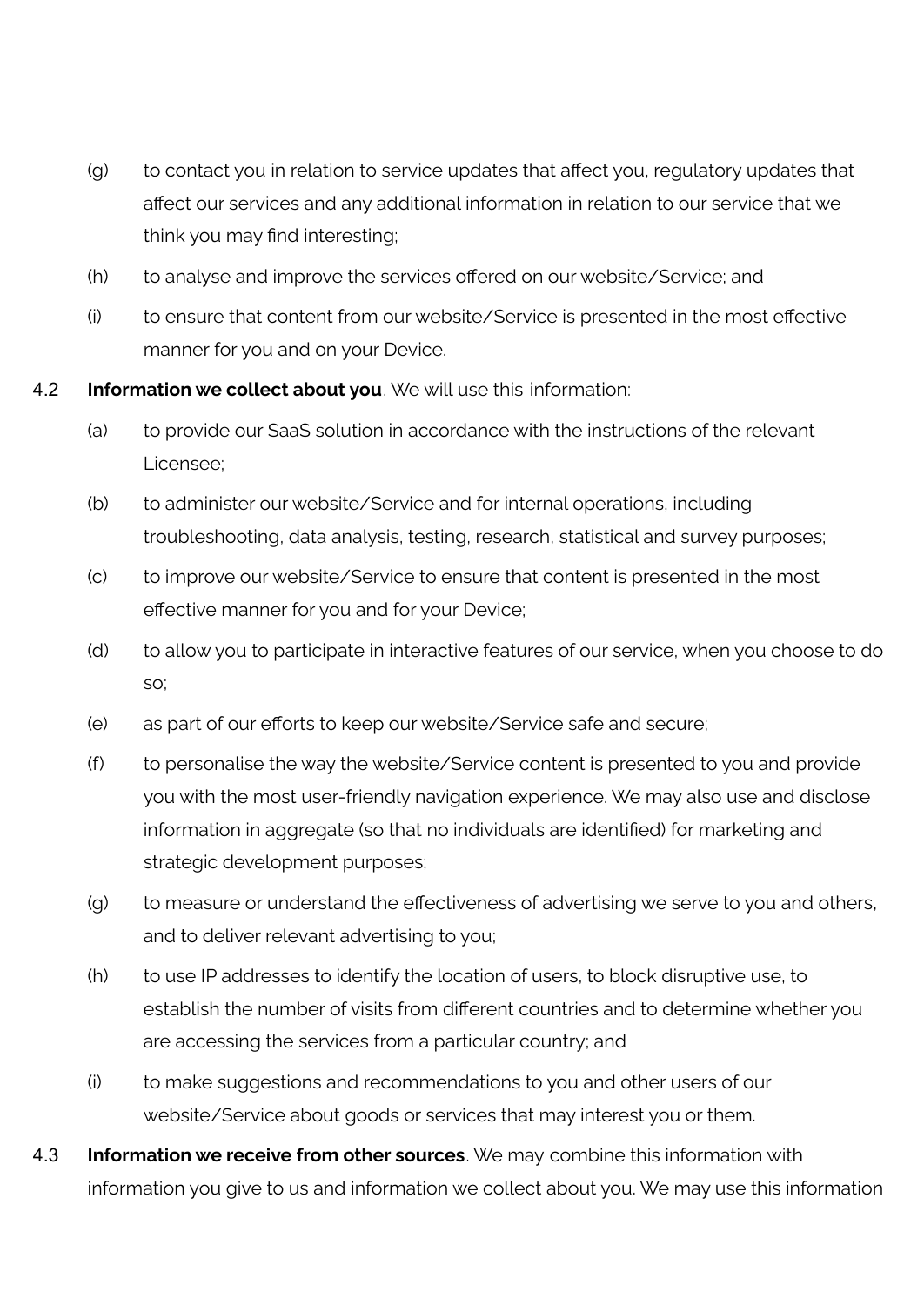(g) to contact you in relation to service updates that affect you, regulatory updates that affect our services and any additional information in relation to our service that we think you may find interesting;

(h) to analyse and improve the services offered on our website/Service; and

(i) to ensure that content from our website/Service is presented in the most effective manner for you and on your Device.

4.2 **Information we collect about you**. We will use this information:

(a) to provide our SaaS solution in accordance with the instructions of the relevant Licensee;

(b) to administer our website/Service and for internal operations, including troubleshooting, data analysis, testing, research, statistical and survey purposes;

(c) to improve our website/Service to ensure that content is presented in the most effective manner for you and for your Device;

(d) to allow you to participate in interactive features of our service, when you choose to do so;

(e) as part of our efforts to keep our website/Service safe and secure;

(f) to personalise the way the website/Service content is presented to you and provide you with the most user-friendly navigation experience. We may also use and disclose information in aggregate (so that no individuals are identified) for marketing and strategic development purposes;

(g) to measure or understand the effectiveness of advertising we serve to you and others, and to deliver relevant advertising to you;

(h) to use IP addresses to identify the location of users, to block disruptive use, to establish the number of visits from different countries and to determine whether you are accessing the services from a particular country; and

(i) to make suggestions and recommendations to you and other users of our website/Service about goods or services that may interest you or them.

4.3 **Information we receive from other sources**. We may combine this information with information you give to us and information we collect about you. We may use this information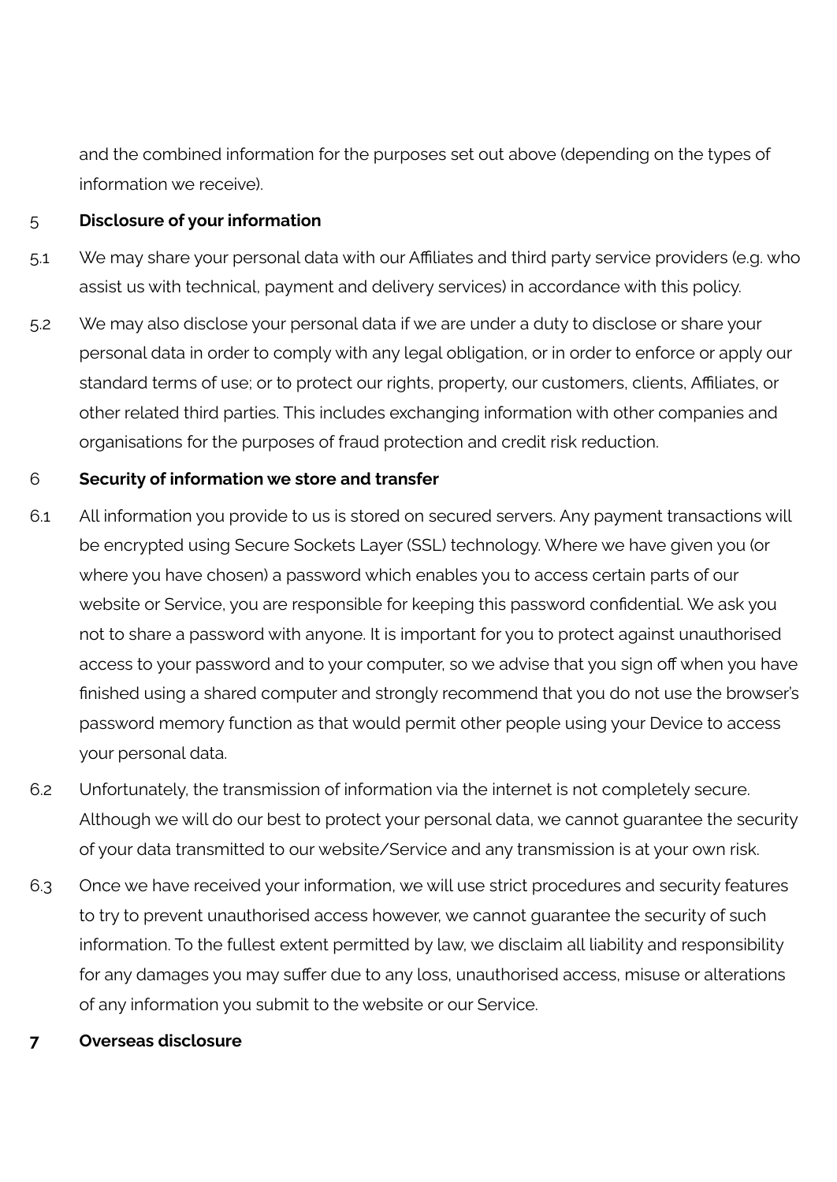and the combined information for the purposes set out above (depending on the types of information we receive).

## 5 Disclosure of your information

5.1 We may share your personal data with our Affiliates and third party service providers (e.g. who assist us with technical, payment and delivery services) in accordance with this policy.

5.2 We may also disclose your personal data if we are under a duty to disclose or share your personal data in order to comply with any legal obligation, or in order to enforce or apply our standard terms of use; or to protect our rights, property, our customers, clients, Affiliates, or other related third parties. This includes exchanging information with other companies and organisations for the purposes of fraud protection and credit risk reduction.

## 6 Security of information we store and transfer

6.1 All information you provide to us is stored on secured servers. Any payment transactions will be encrypted using Secure Sockets Layer (SSL) technology. Where we have given you (or where you have chosen) a password which enables you to access certain parts of our website or Service, you are responsible for keeping this password confidential. We ask you not to share a password with anyone. It is important for you to protect against unauthorised access to your password and to your computer, so we advise that you sign off when you have finished using a shared computer and strongly recommend that you do not use the browser's password memory function as that would permit other people using your Device to access your personal data.

6.2 Unfortunately, the transmission of information via the internet is not completely secure. Although we will do our best to protect your personal data, we cannot guarantee the security of your data transmitted to our website/Service and any transmission is at your own risk.

6.3 Once we have received your information, we will use strict procedures and security features to try to prevent unauthorised access however, we cannot guarantee the security of such information. To the fullest extent permitted by law, we disclaim all liability and responsibility for any damages you may suffer due to any loss, unauthorised access, misuse or alterations of any information you submit to the website or our Service.

## 7 Overseas disclosure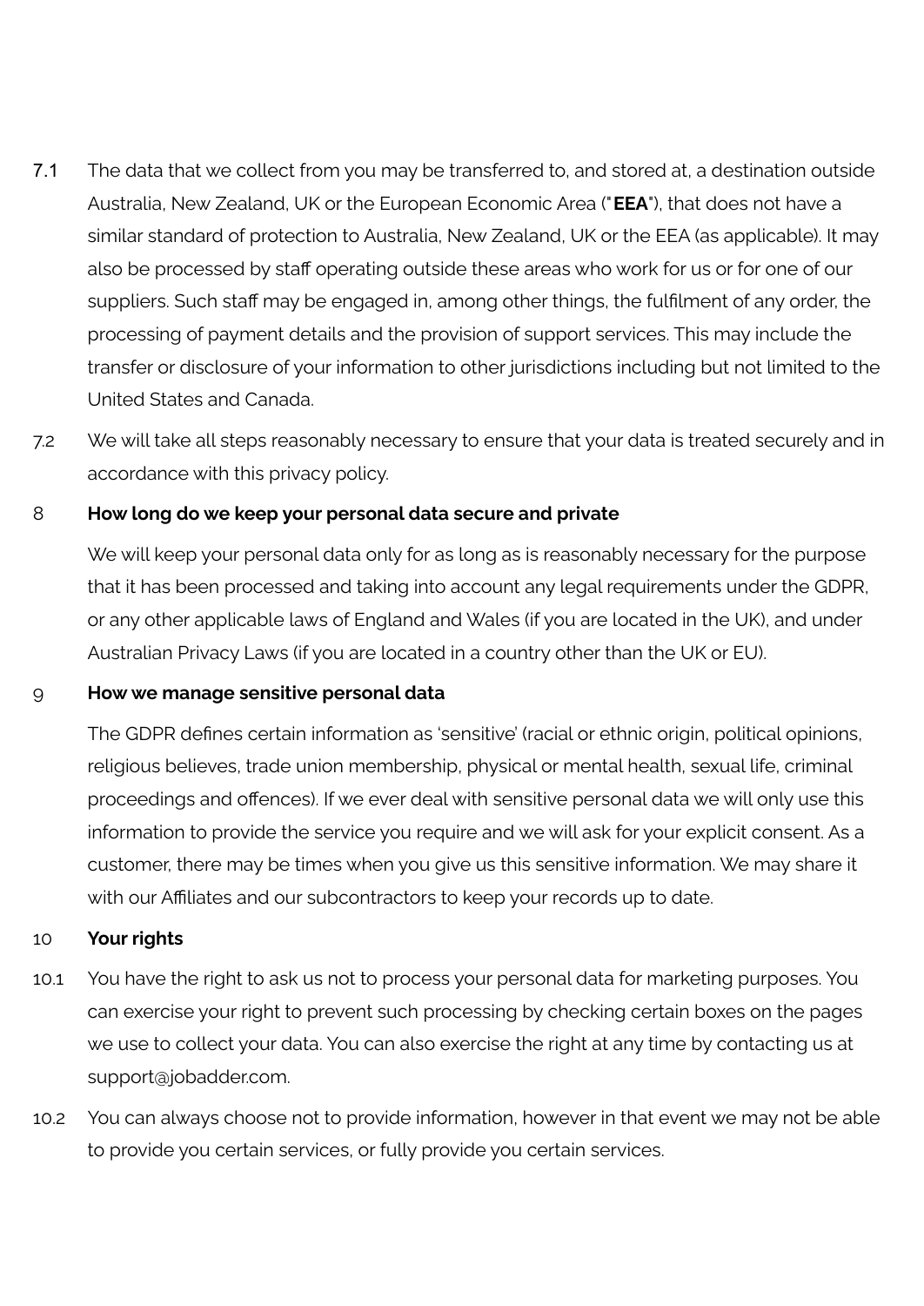7.1 The data that we collect from you may be transferred to, and stored at, a destination outside Australia, New Zealand, UK or the European Economic Area ("**EEA**"), that does not have a similar standard of protection to Australia, New Zealand, UK or the EEA (as applicable). It may also be processed by staff operating outside these areas who work for us or for one of our suppliers. Such staff may be engaged in, among other things, the fulfilment of any order, the processing of payment details and the provision of support services. This may include the transfer or disclosure of your information to other jurisdictions including but not limited to the United States and Canada.

7.2 We will take all steps reasonably necessary to ensure that your data is treated securely and in accordance with this privacy policy.

## 8 How long do we keep your personal data secure and private

We will keep your personal data only for as long as is reasonably necessary for the purpose that it has been processed and taking into account any legal requirements under the GDPR, or any other applicable laws of England and Wales (if you are located in the UK), and under Australian Privacy Laws (if you are located in a country other than the UK or EU).

## 9 How we manage sensitive personal data

The GDPR defines certain information as 'sensitive' (racial or ethnic origin, political opinions, religious believes, trade union membership, physical or mental health, sexual life, criminal proceedings and offences). If we ever deal with sensitive personal data we will only use this information to provide the service you require and we will ask for your explicit consent. As a customer, there may be times when you give us this sensitive information. We may share it with our Affiliates and our subcontractors to keep your records up to date.

## 10 Your rights

10.1 You have the right to ask us not to process your personal data for marketing purposes. You can exercise your right to prevent such processing by checking certain boxes on the pages we use to collect your data. You can also exercise the right at any time by contacting us at support@jobadder.com.

10.2 You can always choose not to provide information, however in that event we may not be able to provide you certain services, or fully provide you certain services.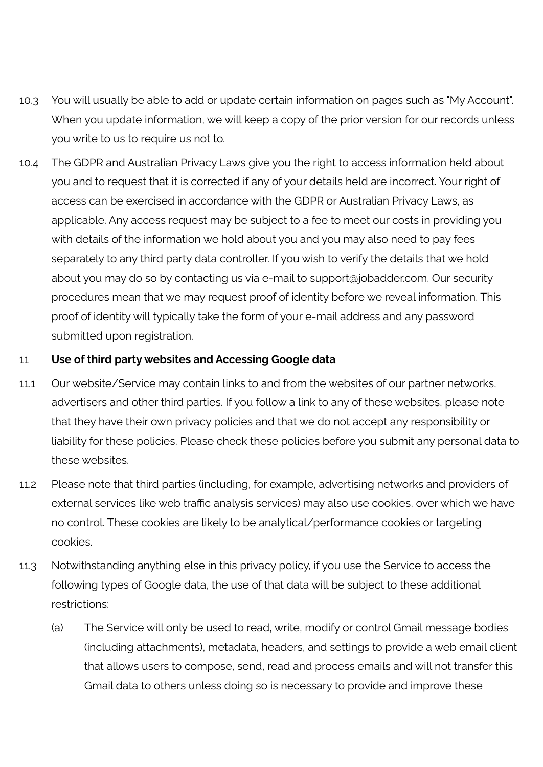10.3 You will usually be able to add or update certain information on pages such as "My Account". When you update information, we will keep a copy of the prior version for our records unless you write to us to require us not to.

10.4 The GDPR and Australian Privacy Laws give you the right to access information held about you and to request that it is corrected if any of your details held are incorrect. Your right of access can be exercised in accordance with the GDPR or Australian Privacy Laws, as applicable. Any access request may be subject to a fee to meet our costs in providing you with details of the information we hold about you and you may also need to pay fees separately to any third party data controller. If you wish to verify the details that we hold about you may do so by contacting us via e-mail to support@jobadder.com. Our security procedures mean that we may request proof of identity before we reveal information. This proof of identity will typically take the form of your e-mail address and any password submitted upon registration.

## 11 Use of third party websites and Accessing Google data

11.1 Our website/Service may contain links to and from the websites of our partner networks, advertisers and other third parties. If you follow a link to any of these websites, please note that they have their own privacy policies and that we do not accept any responsibility or liability for these policies. Please check these policies before you submit any personal data to these websites.

11.2 Please note that third parties (including, for example, advertising networks and providers of external services like web traffic analysis services) may also use cookies, over which we have no control. These cookies are likely to be analytical/performance cookies or targeting cookies.

11.3 Notwithstanding anything else in this privacy policy, if you use the Service to access the following types of Google data, the use of that data will be subject to these additional restrictions:

(a) The Service will only be used to read, write, modify or control Gmail message bodies (including attachments), metadata, headers, and settings to provide a web email client that allows users to compose, send, read and process emails and will not transfer this Gmail data to others unless doing so is necessary to provide and improve these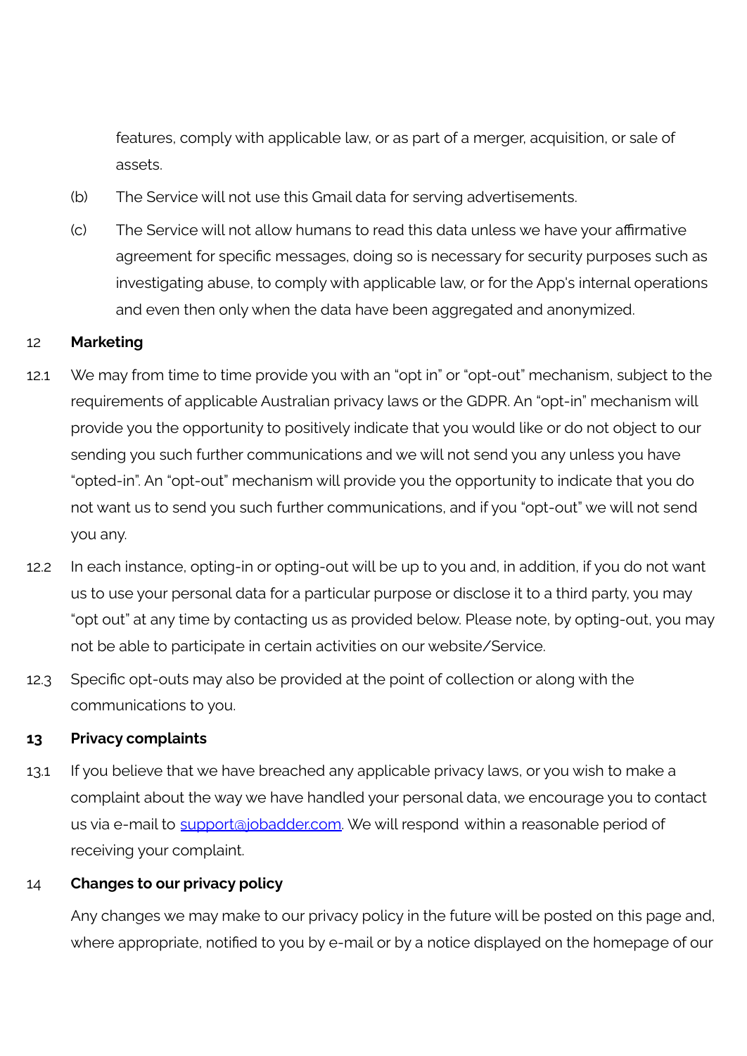features, comply with applicable law, or as part of a merger, acquisition, or sale of assets.

(b) The Service will not use this Gmail data for serving advertisements.

(c) The Service will not allow humans to read this data unless we have your affirmative agreement for specific messages, doing so is necessary for security purposes such as investigating abuse, to comply with applicable law, or for the App's internal operations and even then only when the data have been aggregated and anonymized.

## 12 Marketing

12.1 We may from time to time provide you with an "opt in" or "opt-out" mechanism, subject to the requirements of applicable Australian privacy laws or the GDPR. An "opt-in" mechanism will provide you the opportunity to positively indicate that you would like or do not object to our sending you such further communications and we will not send you any unless you have "opted-in". An "opt-out" mechanism will provide you the opportunity to indicate that you do not want us to send you such further communications, and if you "opt-out" we will not send you any.

12.2 In each instance, opting-in or opting-out will be up to you and, in addition, if you do not want us to use your personal data for a particular purpose or disclose it to a third party, you may "opt out" at any time by contacting us as provided below. Please note, by opting-out, you may not be able to participate in certain activities on our website/Service.

12.3 Specific opt-outs may also be provided at the point of collection or along with the communications to you.

## 13 Privacy complaints

13.1 If you believe that we have breached any applicable privacy laws, or you wish to make a complaint about the way we have handled your personal data, we encourage you to contact us via e-mail to support@jobadder.com. We will respond within a reasonable period of receiving your complaint.

## 14 Changes to our privacy policy

Any changes we may make to our privacy policy in the future will be posted on this page and, where appropriate, notified to you by e-mail or by a notice displayed on the homepage of our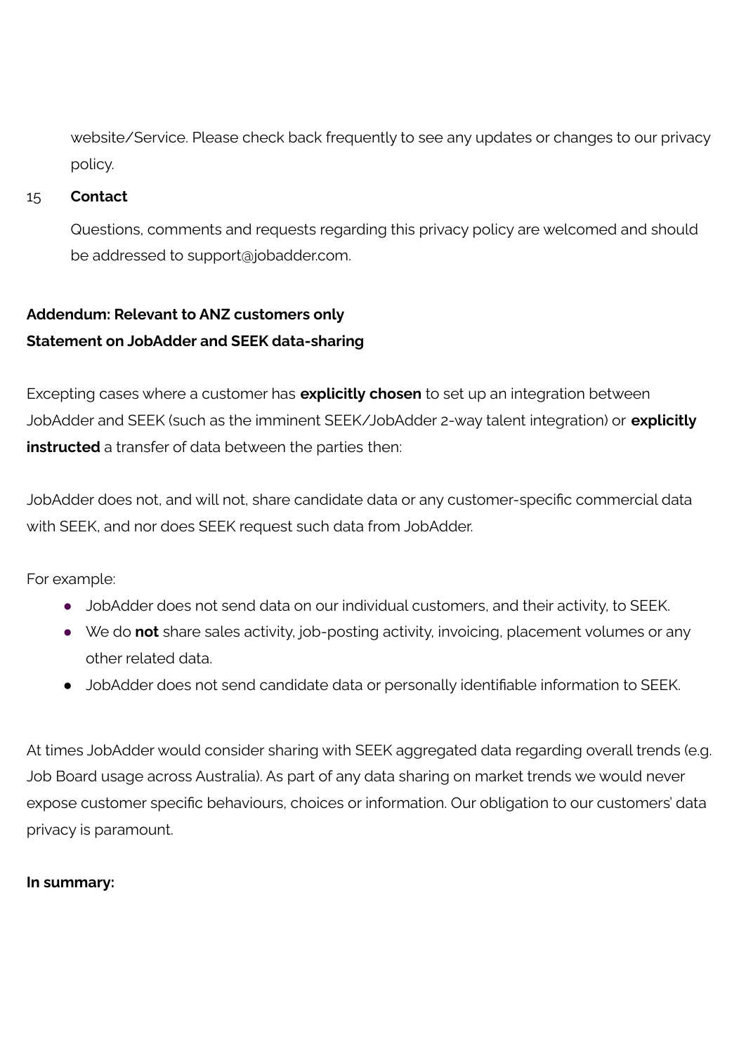website/Service. Please check back frequently to see any updates or changes to our privacy policy.

## 15 Contact

Questions, comments and requests regarding this privacy policy are welcomed and should be addressed to support@jobadder.com.

**Addendum: Relevant to ANZ customers only**
**Statement on JobAdder and SEEK data-sharing**

Excepting cases where a customer has **explicitly chosen** to set up an integration between JobAdder and SEEK (such as the imminent SEEK/JobAdder 2-way talent integration) or **explicitly instructed** a transfer of data between the parties then:

JobAdder does not, and will not, share candidate data or any customer-specific commercial data with SEEK, and nor does SEEK request such data from JobAdder.

For example:

- JobAdder does not send data on our individual customers, and their activity, to SEEK.
- We do **not** share sales activity, job-posting activity, invoicing, placement volumes or any other related data.
- JobAdder does not send candidate data or personally identifiable information to SEEK.

At times JobAdder would consider sharing with SEEK aggregated data regarding overall trends (e.g. Job Board usage across Australia). As part of any data sharing on market trends we would never expose customer specific behaviours, choices or information. Our obligation to our customers' data privacy is paramount.

**In summary:**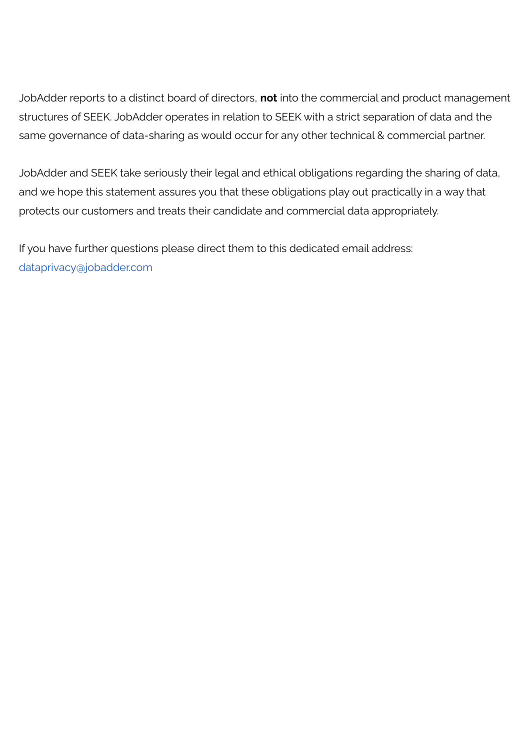JobAdder reports to a distinct board of directors, **not** into the commercial and product management structures of SEEK. JobAdder operates in relation to SEEK with a strict separation of data and the same governance of data-sharing as would occur for any other technical & commercial partner.

JobAdder and SEEK take seriously their legal and ethical obligations regarding the sharing of data, and we hope this statement assures you that these obligations play out practically in a way that protects our customers and treats their candidate and commercial data appropriately.

If you have further questions please direct them to this dedicated email address: dataprivacy@jobadder.com